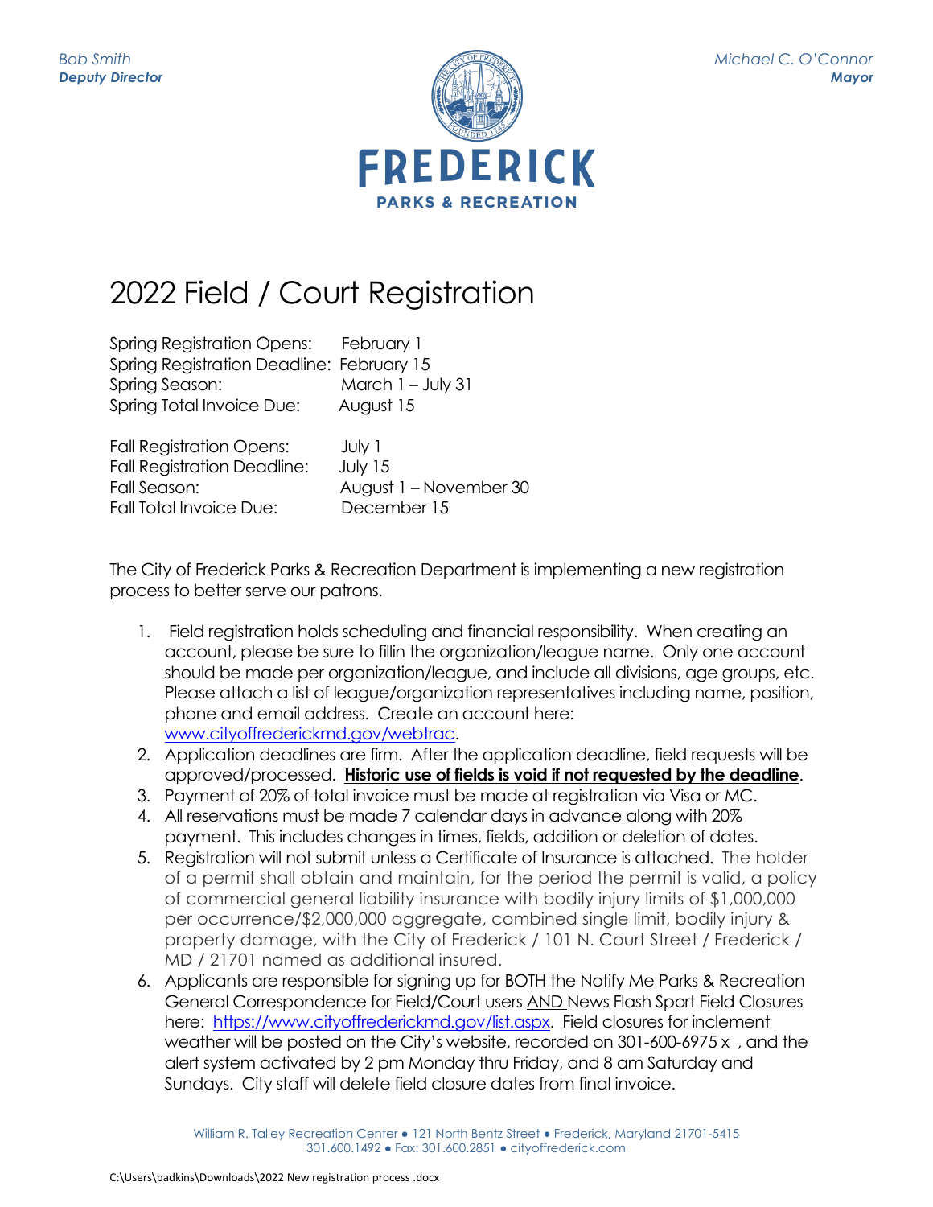Bob Smith
***Deputy Director***

Michael C. O'Connor
***Mayor***

FREDERICK
PARKS & RECREATION

# 2022 Field / Court Registration

| | |
|---|---|
| Spring Registration Opens: | February 1 |
| Spring Registration Deadline: | February 15 |
| Spring Season: | March 1 – July 31 |
| Spring Total Invoice Due: | August 15 |

| | |
|---|---|
| Fall Registration Opens: | July 1 |
| Fall Registration Deadline: | July 15 |
| Fall Season: | August 1 – November 30 |
| Fall Total Invoice Due: | December 15 |

The City of Frederick Parks & Recreation Department is implementing a new registration process to better serve our patrons.

1. Field registration holds scheduling and financial responsibility. When creating an account, please be sure to fillin the organization/league name. Only one account should be made per organization/league, and include all divisions, age groups, etc. Please attach a list of league/organization representatives including name, position, phone and email address. Create an account here: [www.cityoffrederickmd.gov/webtrac](www.cityoffrederickmd.gov/webtrac).
2. Application deadlines are firm. After the application deadline, field requests will be approved/processed. **Historic use of fields is void if not requested by the deadline**.
3. Payment of 20% of total invoice must be made at registration via Visa or MC.
4. All reservations must be made 7 calendar days in advance along with 20% payment. This includes changes in times, fields, addition or deletion of dates.
5. Registration will not submit unless a Certificate of Insurance is attached. The holder of a permit shall obtain and maintain, for the period the permit is valid, a policy of commercial general liability insurance with bodily injury limits of $1,000,000 per occurrence/$2,000,000 aggregate, combined single limit, bodily injury & property damage, with the City of Frederick / 101 N. Court Street / Frederick / MD / 21701 named as additional insured.
6. Applicants are responsible for signing up for BOTH the Notify Me Parks & Recreation General Correspondence for Field/Court users AND News Flash Sport Field Closures here: [https://www.cityoffrederickmd.gov/list.aspx](https://www.cityoffrederickmd.gov/list.aspx). Field closures for inclement weather will be posted on the City's website, recorded on 301-600-6975 x , and the alert system activated by 2 pm Monday thru Friday, and 8 am Saturday and Sundays. City staff will delete field closure dates from final invoice.

William R. Talley Recreation Center • 121 North Bentz Street • Frederick, Maryland 21701-5415
301.600.1492 • Fax: 301.600.2851 • cityoffrederick.com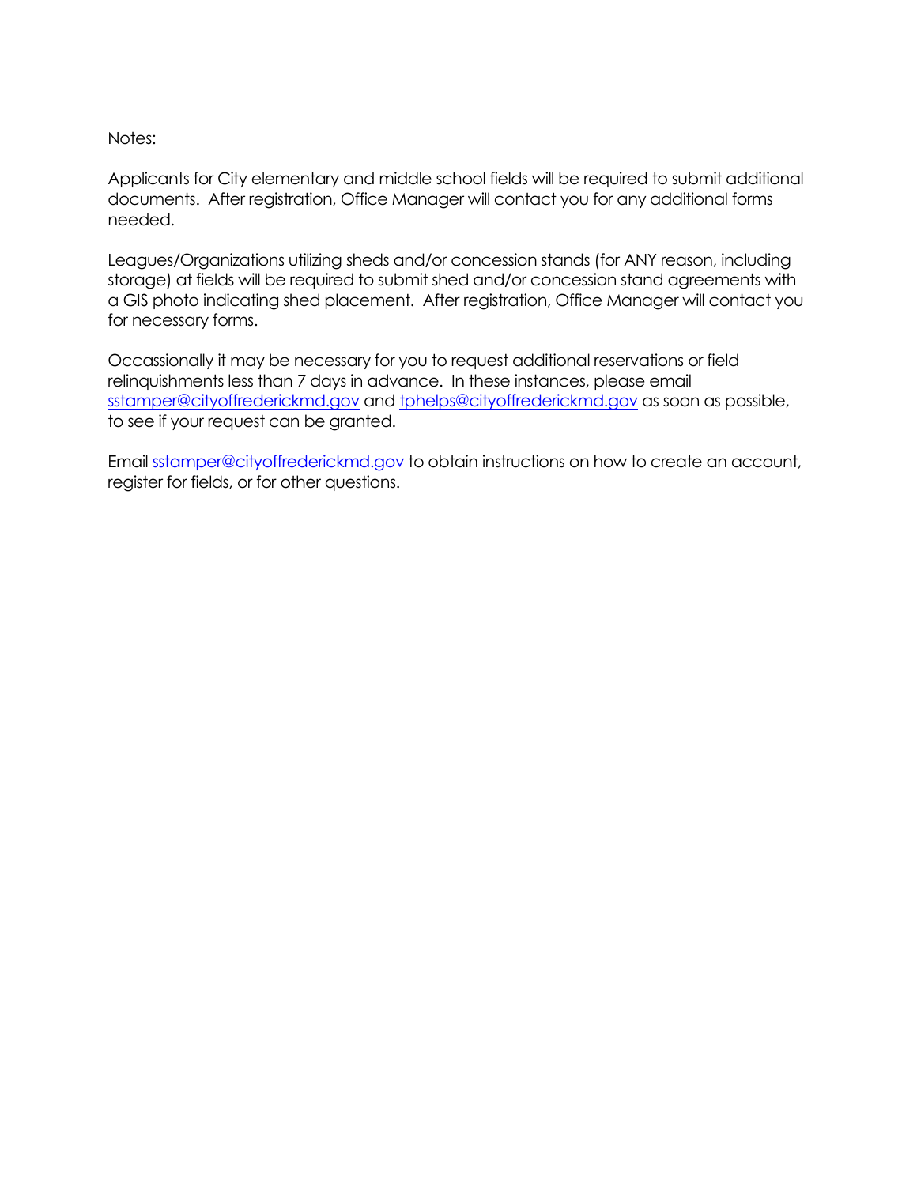Notes:

Applicants for City elementary and middle school fields will be required to submit additional documents. After registration, Office Manager will contact you for any additional forms needed.

Leagues/Organizations utilizing sheds and/or concession stands (for ANY reason, including storage) at fields will be required to submit shed and/or concession stand agreements with a GIS photo indicating shed placement. After registration, Office Manager will contact you for necessary forms.

Occassionally it may be necessary for you to request additional reservations or field relinquishments less than 7 days in advance. In these instances, please email sstamper@cityoffrederickmd.gov and tphelps@cityoffrederickmd.gov as soon as possible, to see if your request can be granted.

Email sstamper@cityoffrederickmd.gov to obtain instructions on how to create an account, register for fields, or for other questions.